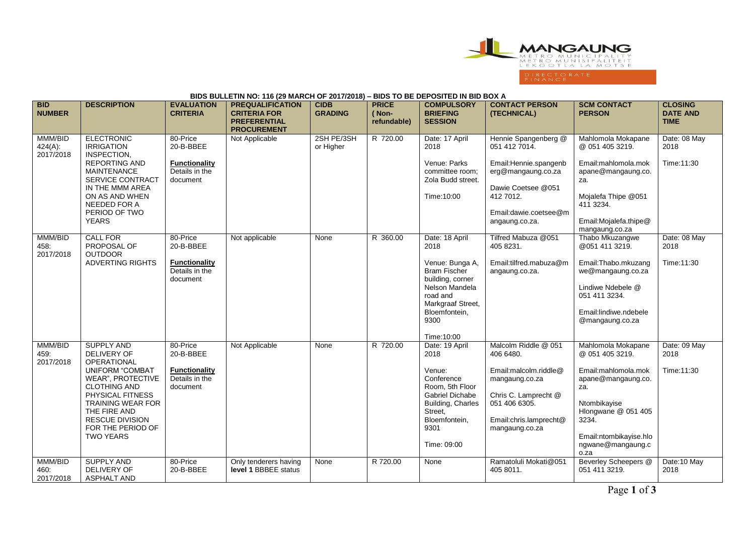MANGAUNG METRO MUNICIPALITY METRO MUNISIPALITEIT LEKGOTLA LA MOTSE

DIRECTORATE FINANCE

**BIDS BULLETIN NO: 116 (29 MARCH OF 2017/2018) – BIDS TO BE DEPOSITED IN BID BOX A**

| BID NUMBER | DESCRIPTION | EVALUATION CRITERIA | PREQUALIFICATION CRITERIA FOR PREFERENTIAL PROCUREMENT | CIDB GRADING | PRICE ( Non-refundable) | COMPULSORY BRIEFING SESSION | CONTACT PERSON (TECHNICAL) | SCM CONTACT PERSON | CLOSING DATE AND TIME |
|---|---|---|---|---|---|---|---|---|---|
| MMM/BID 424(A): 2017/2018 | ELECTRONIC IRRIGATION INSPECTION, REPORTING AND MAINTENANCE SERVICE CONTRACT IN THE MMM AREA ON AS AND WHEN NEEDED FOR A PERIOD OF TWO YEARS | 80-Price 20-B-BBEE **Functionality** Details in the document | Not Applicable | 2SH PE/3SH or Higher | R 720.00 | Date: 17 April 2018 Venue: Parks committee room; Zola Budd street. Time:10:00 | Hennie Spangenberg @ 051 412 7014. Email:Hennie.spangenberg@mangaung.co.za Dawie Coetsee @051 412 7012. Email:dawie.coetsee@mangaung.co.za. | Mahlomola Mokapane @ 051 405 3219. Email:mahlomola.mokapane@mangaung.co.za. Mojalefa Thipe @051 411 3234. Email:Mojalefa.thipe@mangaung.co.za | Date: 08 May 2018 Time:11:30 |
| MMM/BID 458: 2017/2018 | CALL FOR PROPOSAL OF OUTDOOR ADVERTING RIGHTS | 80-Price 20-B-BBEE **Functionality** Details in the document | Not applicable | None | R 360.00 | Date: 18 April 2018 Venue: Bunga A, Bram Fischer building, corner Nelson Mandela road and Markgraaf Street, Bloemfontein, 9300 Time:10:00 | Tilfred Mabuza @051 405 8231. Email:tilfred.mabuza@mangaung.co.za. | Thabo Mkuzangwe @051 411 3219. Email:Thabo.mkuzangwe@mangaung.co.za Lindiwe Ndebele @ 051 411 3234. Email:lindiwe.ndebele@mangaung.co.za | Date: 08 May 2018 Time:11:30 |
| MMM/BID 459: 2017/2018 | SUPPLY AND DELIVERY OF OPERATIONAL UNIFORM "COMBAT WEAR", PROTECTIVE CLOTHING AND PHYSICAL FITNESS TRAINING WEAR FOR THE FIRE AND RESCUE DIVISION FOR THE PERIOD OF TWO YEARS | 80-Price 20-B-BBEE **Functionality** Details in the document | Not Applicable | None | R 720.00 | Date: 19 April 2018 Venue: Conference Room, 5th Floor Gabriel Dichabe Building, Charles Street, Bloemfontein, 9301 Time: 09:00 | Malcolm Riddle @ 051 406 6480. Email:malcolm.riddle@mangaung.co.za Chris C. Lamprecht @ 051 406 6305. Email:chris.lamprecht@mangaung.co.za | Mahlomola Mokapane @ 051 405 3219. Email:mahlomola.mokapane@mangaung.co.za. Ntombikayise Hlongwane @ 051 405 3234. Email:ntombikayise.hlongwane@mangaung.co.za | Date: 09 May 2018 Time:11:30 |
| MMM/BID 460: 2017/2018 | SUPPLY AND DELIVERY OF ASPHALT AND | 80-Price 20-B-BBEE | Only tenderers having **level 1** BBBEE status | None | R 720.00 | None | Ramatoluli Mokati@051 405 8011. | Beverley Scheepers @ 051 411 3219. | Date:10 May 2018 |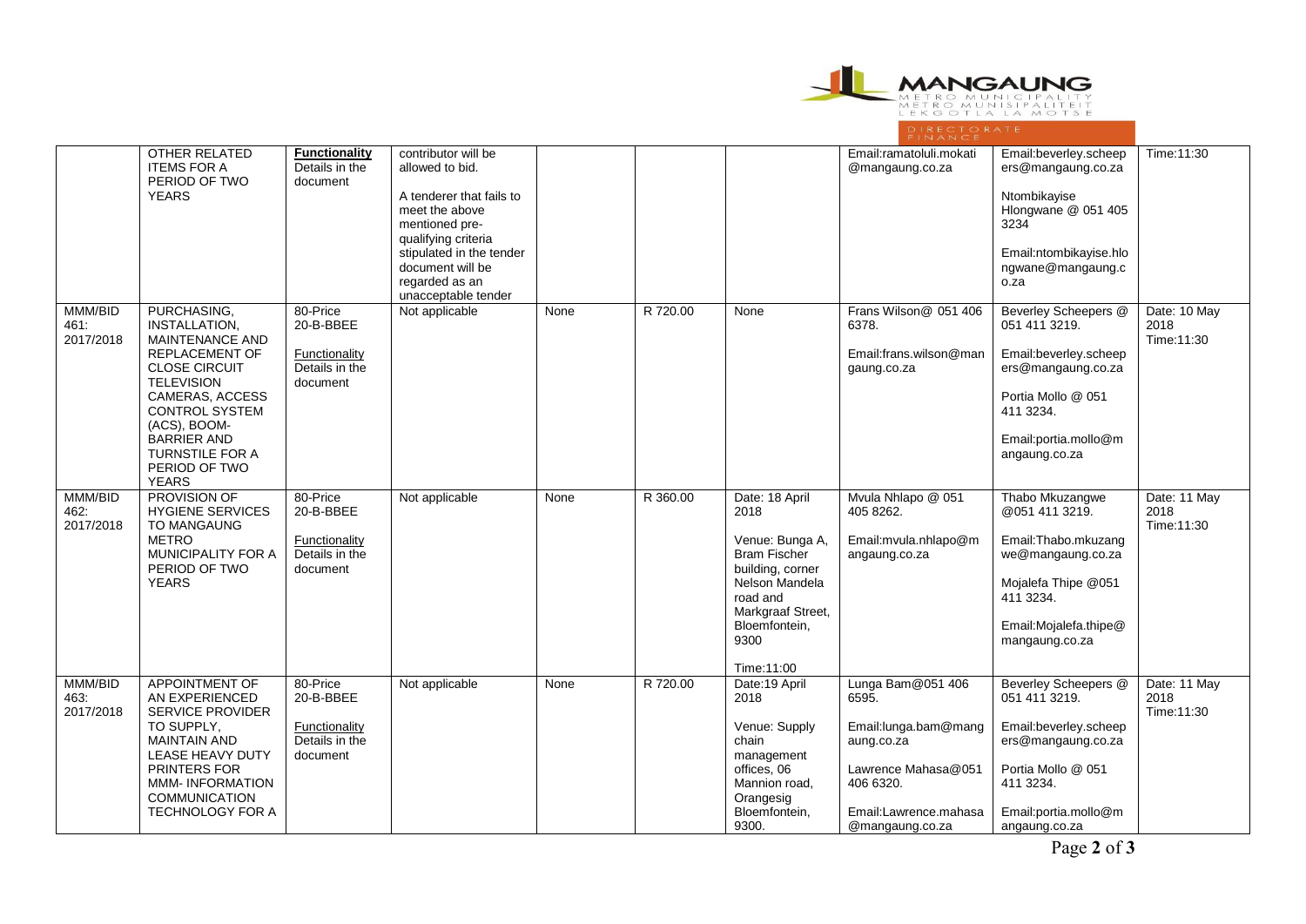| | OTHER RELATED ITEMS FOR A PERIOD OF TWO YEARS | **Functionality** Details in the document | contributor will be allowed to bid.<br><br>A tenderer that fails to meet the above mentioned pre-qualifying criteria stipulated in the tender document will be regarded as an unacceptable tender | | | | Email:ramatoluli.mokati@mangaung.co.za | Email:beverley.scheepers@mangaung.co.za<br><br>Ntombikayise Hlongwane @ 051 405 3234<br><br>Email:ntombikayise.hlongwane@mangaung.co.za | Time:11:30 |
|---|---|---|---|---|---|---|---|---|---|
| MMM/BID 461: 2017/2018 | PURCHASING, INSTALLATION, MAINTENANCE AND REPLACEMENT OF CLOSE CIRCUIT TELEVISION CAMERAS, ACCESS CONTROL SYSTEM (ACS), BOOM-BARRIER AND TURNSTILE FOR A PERIOD OF TWO YEARS | 80-Price<br>20-B-BBEE<br><br>Functionality Details in the document | Not applicable | None | R 720.00 | None | Frans Wilson@ 051 406 6378.<br><br>Email:frans.wilson@mangaung.co.za | Beverley Scheepers @ 051 411 3219.<br><br>Email:beverley.scheepers@mangaung.co.za<br><br>Portia Mollo @ 051 411 3234.<br><br>Email:portia.mollo@mangaung.co.za | Date: 10 May 2018<br>Time:11:30 |
| MMM/BID 462: 2017/2018 | PROVISION OF HYGIENE SERVICES TO MANGAUNG METRO MUNICIPALITY FOR A PERIOD OF TWO YEARS | 80-Price<br>20-B-BBEE<br><br>Functionality Details in the document | Not applicable | None | R 360.00 | Date: 18 April 2018<br><br>Venue: Bunga A, Bram Fischer building, corner Nelson Mandela road and Markgraaf Street, Bloemfontein, 9300<br><br>Time:11:00 | Mvula Nhlapo @ 051 405 8262.<br><br>Email:mvula.nhlapo@mangaung.co.za | Thabo Mkuzangwe @051 411 3219.<br><br>Email:Thabo.mkuzangwe@mangaung.co.za<br><br>Mojalefa Thipe @051 411 3234.<br><br>Email:Mojalefa.thipe@mangaung.co.za | Date: 11 May 2018<br>Time:11:30 |
| MMM/BID 463: 2017/2018 | APPOINTMENT OF AN EXPERIENCED SERVICE PROVIDER TO SUPPLY, MAINTAIN AND LEASE HEAVY DUTY PRINTERS FOR MMM- INFORMATION COMMUNICATION TECHNOLOGY FOR A | 80-Price<br>20-B-BBEE<br><br>Functionality Details in the document | Not applicable | None | R 720.00 | Date:19 April 2018<br><br>Venue: Supply chain management offices, 06 Mannion road, Orangesig Bloemfontein, 9300. | Lunga Bam@051 406 6595.<br><br>Email:lunga.bam@mangaung.co.za<br><br>Lawrence Mahasa@051 406 6320.<br><br>Email:Lawrence.mahasa@mangaung.co.za | Beverley Scheepers @ 051 411 3219.<br><br>Email:beverley.scheepers@mangaung.co.za<br><br>Portia Mollo @ 051 411 3234.<br><br>Email:portia.mollo@mangaung.co.za | Date: 11 May 2018<br>Time:11:30 |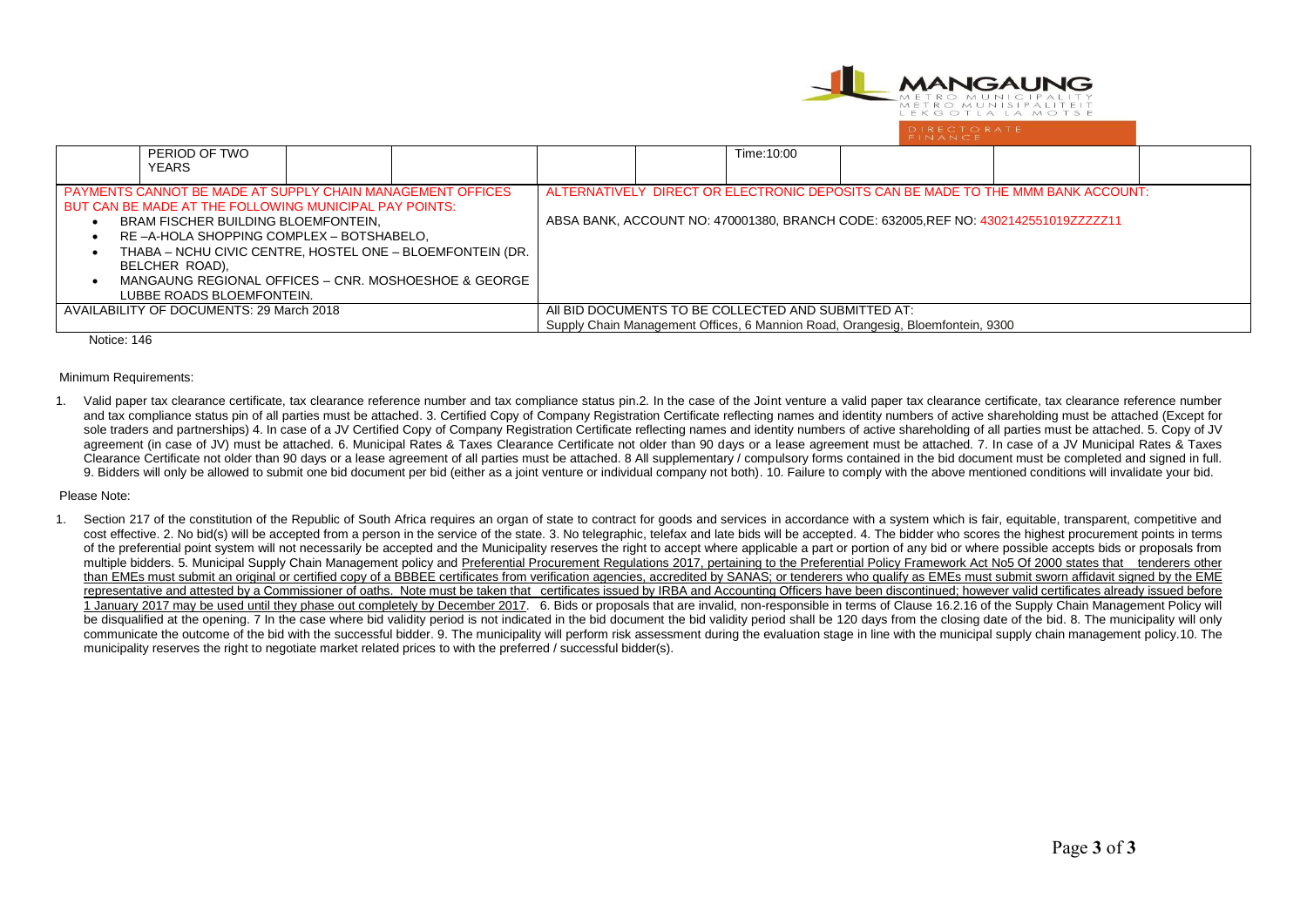| | | | | | | | | | |
|---|---|---|---|---|---|---|---|---|---|
| | PERIOD OF TWO YEARS | | | | | Time:10:00 | | | |

| | |
|---|---|
| PAYMENTS CANNOT BE MADE AT SUPPLY CHAIN MANAGEMENT OFFICES BUT CAN BE MADE AT THE FOLLOWING MUNICIPAL PAY POINTS:<br>• BRAM FISCHER BUILDING BLOEMFONTEIN,<br>• RE –A-HOLA SHOPPING COMPLEX – BOTSHABELO,<br>• THABA – NCHU CIVIC CENTRE, HOSTEL ONE – BLOEMFONTEIN (DR. BELCHER ROAD),<br>• MANGAUNG REGIONAL OFFICES – CNR. MOSHOESHOE & GEORGE LUBBE ROADS BLOEMFONTEIN. | ALTERNATIVELY DIRECT OR ELECTRONIC DEPOSITS CAN BE MADE TO THE MMM BANK ACCOUNT:<br><br>ABSA BANK, ACCOUNT NO: 470001380, BRANCH CODE: 632005,REF NO: 4302142551019ZZZZZ11 |
| AVAILABILITY OF DOCUMENTS: 29 March 2018 | All BID DOCUMENTS TO BE COLLECTED AND SUBMITTED AT:<br>Supply Chain Management Offices, 6 Mannion Road, Orangesig, Bloemfontein, 9300 |

Notice: 146

Minimum Requirements:

1. Valid paper tax clearance certificate, tax clearance reference number and tax compliance status pin.2. In the case of the Joint venture a valid paper tax clearance certificate, tax clearance reference number and tax compliance status pin of all parties must be attached. 3. Certified Copy of Company Registration Certificate reflecting names and identity numbers of active shareholding must be attached (Except for sole traders and partnerships) 4. In case of a JV Certified Copy of Company Registration Certificate reflecting names and identity numbers of active shareholding of all parties must be attached. 5. Copy of JV agreement (in case of JV) must be attached. 6. Municipal Rates & Taxes Clearance Certificate not older than 90 days or a lease agreement must be attached. 7. In case of a JV Municipal Rates & Taxes Clearance Certificate not older than 90 days or a lease agreement of all parties must be attached. 8 All supplementary / compulsory forms contained in the bid document must be completed and signed in full. 9. Bidders will only be allowed to submit one bid document per bid (either as a joint venture or individual company not both). 10. Failure to comply with the above mentioned conditions will invalidate your bid.

Please Note:

1. Section 217 of the constitution of the Republic of South Africa requires an organ of state to contract for goods and services in accordance with a system which is fair, equitable, transparent, competitive and cost effective. 2. No bid(s) will be accepted from a person in the service of the state. 3. No telegraphic, telefax and late bids will be accepted. 4. The bidder who scores the highest procurement points in terms of the preferential point system will not necessarily be accepted and the Municipality reserves the right to accept where applicable a part or portion of any bid or where possible accepts bids or proposals from multiple bidders. 5. Municipal Supply Chain Management policy and Preferential Procurement Regulations 2017, pertaining to the Preferential Policy Framework Act No5 Of 2000 states that tenderers other than EMEs must submit an original or certified copy of a BBBEE certificates from verification agencies, accredited by SANAS; or tenderers who qualify as EMEs must submit sworn affidavit signed by the EME representative and attested by a Commissioner of oaths. Note must be taken that certificates issued by IRBA and Accounting Officers have been discontinued; however valid certificates already issued before 1 January 2017 may be used until they phase out completely by December 2017. 6. Bids or proposals that are invalid, non-responsible in terms of Clause 16.2.16 of the Supply Chain Management Policy will be disqualified at the opening. 7 In the case where bid validity period is not indicated in the bid document the bid validity period shall be 120 days from the closing date of the bid. 8. The municipality will only communicate the outcome of the bid with the successful bidder. 9. The municipality will perform risk assessment during the evaluation stage in line with the municipal supply chain management policy.10. The municipality reserves the right to negotiate market related prices to with the preferred / successful bidder(s).